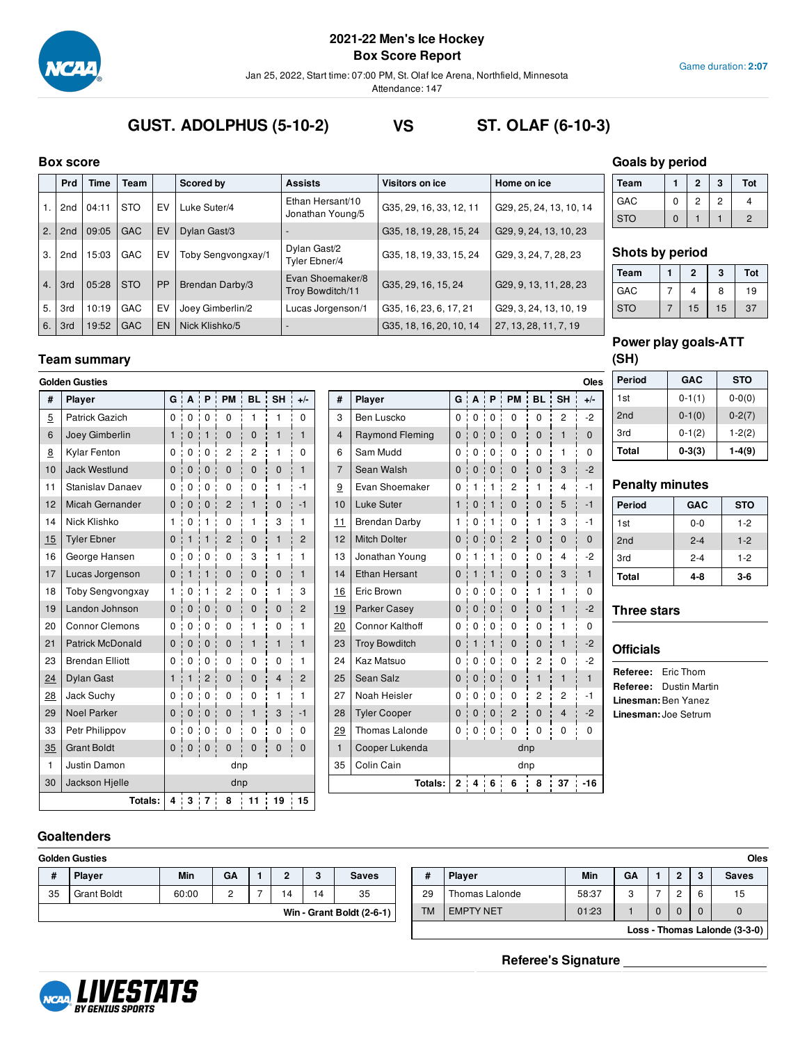# 2021-22 Men's Ice Hockey
## Box Score Report

Jan 25, 2022, Start time: 07:00 PM, St. Olaf Ice Arena, Northfield, Minnesota
Attendance: 147

Game duration: **2:07**

# GUST. ADOLPHUS (5-10-2) VS ST. OLAF (6-10-3)

## Box score

| | Prd | Time | Team | | Scored by | Assists | Visitors on ice | Home on ice |
|---|---|---|---|---|---|---|---|---|
| 1. | 2nd | 04:11 | STO | EV | Luke Suter/4 | Ethan Hersant/10 Jonathan Young/5 | G35, 29, 16, 33, 12, 11 | G29, 25, 24, 13, 10, 14 |
| 2. | 2nd | 09:05 | GAC | EV | Dylan Gast/3 | - | G35, 18, 19, 28, 15, 24 | G29, 9, 24, 13, 10, 23 |
| 3. | 2nd | 15:03 | GAC | EV | Toby Sengvongxay/1 | Dylan Gast/2 Tyler Ebner/4 | G35, 18, 19, 33, 15, 24 | G29, 3, 24, 7, 28, 23 |
| 4. | 3rd | 05:28 | STO | PP | Brendan Darby/3 | Evan Shoemaker/8 Troy Bowditch/11 | G35, 29, 16, 15, 24 | G29, 9, 13, 11, 28, 23 |
| 5. | 3rd | 10:19 | GAC | EV | Joey Gimberlin/2 | Lucas Jorgenson/1 | G35, 16, 23, 6, 17, 21 | G29, 3, 24, 13, 10, 19 |
| 6. | 3rd | 19:52 | GAC | EN | Nick Klishko/5 | - | G35, 18, 16, 20, 10, 14 | 27, 13, 28, 11, 7, 19 |

## Goals by period

| Team | 1 | 2 | 3 | Tot |
|---|---|---|---|---|
| GAC | 0 | 2 | 2 | 4 |
| STO | 0 | 1 | 1 | 2 |

## Shots by period

| Team | 1 | 2 | 3 | Tot |
|---|---|---|---|---|
| GAC | 7 | 4 | 8 | 19 |
| STO | 7 | 15 | 15 | 37 |

## Power play goals-ATT (SH)

| Period | GAC | STO |
|---|---|---|
| 1st | 0-1(1) | 0-0(0) |
| 2nd | 0-1(0) | 0-2(7) |
| 3rd | 0-1(2) | 1-2(2) |
| **Total** | **0-3(3)** | **1-4(9)** |

## Penalty minutes

| Period | GAC | STO |
|---|---|---|
| 1st | 0-0 | 1-2 |
| 2nd | 2-4 | 1-2 |
| 3rd | 2-4 | 1-2 |
| **Total** | **4-8** | **3-6** |

## Team summary

**Golden Gusties**

| # | Player | G | A | P | PM | BL | SH | +/- |
|---|---|---|---|---|---|---|---|---|
| 5 | Patrick Gazich | 0 | 0 | 0 | 0 | 1 | 1 | 0 |
| 6 | Joey Gimberlin | 1 | 0 | 1 | 0 | 0 | 1 | 1 |
| 8 | Kylar Fenton | 0 | 0 | 0 | 2 | 2 | 1 | 0 |
| 10 | Jack Westlund | 0 | 0 | 0 | 0 | 0 | 0 | 1 |
| 11 | Stanislav Danaev | 0 | 0 | 0 | 0 | 0 | 1 | -1 |
| 12 | Micah Gernander | 0 | 0 | 0 | 2 | 1 | 0 | -1 |
| 14 | Nick Klishko | 1 | 0 | 1 | 0 | 1 | 3 | 1 |
| 15 | Tyler Ebner | 0 | 1 | 1 | 2 | 0 | 1 | 2 |
| 16 | George Hansen | 0 | 0 | 0 | 0 | 3 | 1 | 1 |
| 17 | Lucas Jorgenson | 0 | 1 | 1 | 0 | 0 | 0 | 1 |
| 18 | Toby Sengvongxay | 1 | 0 | 1 | 2 | 0 | 1 | 3 |
| 19 | Landon Johnson | 0 | 0 | 0 | 0 | 0 | 0 | 2 |
| 20 | Connor Clemons | 0 | 0 | 0 | 0 | 1 | 0 | 1 |
| 21 | Patrick McDonald | 0 | 0 | 0 | 0 | 1 | 1 | 1 |
| 23 | Brendan Elliott | 0 | 0 | 0 | 0 | 0 | 0 | 1 |
| 24 | Dylan Gast | 1 | 1 | 2 | 0 | 0 | 4 | 2 |
| 28 | Jack Suchy | 0 | 0 | 0 | 0 | 0 | 1 | 1 |
| 29 | Noel Parker | 0 | 0 | 0 | 0 | 1 | 3 | -1 |
| 33 | Petr Philippov | 0 | 0 | 0 | 0 | 0 | 0 | 0 |
| 35 | Grant Boldt | 0 | 0 | 0 | 0 | 0 | 0 | 0 |
| 1 | Justin Damon | dnp | | | | | | |
| 30 | Jackson Hjelle | dnp | | | | | | |
| | **Totals:** | 4 | 3 | 7 | 8 | 11 | 19 | 15 |

**Oles**

| # | Player | G | A | P | PM | BL | SH | +/- |
|---|---|---|---|---|---|---|---|---|
| 3 | Ben Luscko | 0 | 0 | 0 | 0 | 0 | 2 | -2 |
| 4 | Raymond Fleming | 0 | 0 | 0 | 0 | 0 | 1 | 0 |
| 6 | Sam Mudd | 0 | 0 | 0 | 0 | 0 | 1 | 0 |
| 7 | Sean Walsh | 0 | 0 | 0 | 0 | 0 | 3 | -2 |
| 9 | Evan Shoemaker | 0 | 1 | 1 | 2 | 1 | 4 | -1 |
| 10 | Luke Suter | 1 | 0 | 1 | 0 | 0 | 5 | -1 |
| 11 | Brendan Darby | 1 | 0 | 1 | 0 | 1 | 3 | -1 |
| 12 | Mitch Dolter | 0 | 0 | 0 | 2 | 0 | 0 | 0 |
| 13 | Jonathan Young | 0 | 1 | 1 | 0 | 0 | 4 | -2 |
| 14 | Ethan Hersant | 0 | 1 | 1 | 0 | 0 | 3 | 1 |
| 16 | Eric Brown | 0 | 0 | 0 | 0 | 1 | 1 | 0 |
| 19 | Parker Casey | 0 | 0 | 0 | 0 | 0 | 1 | -2 |
| 20 | Connor Kalthoff | 0 | 0 | 0 | 0 | 0 | 1 | 0 |
| 23 | Troy Bowditch | 0 | 1 | 1 | 0 | 0 | 1 | -2 |
| 24 | Kaz Matsuo | 0 | 0 | 0 | 0 | 2 | 0 | -2 |
| 25 | Sean Salz | 0 | 0 | 0 | 0 | 1 | 1 | 1 |
| 27 | Noah Heisler | 0 | 0 | 0 | 0 | 2 | 2 | -1 |
| 28 | Tyler Cooper | 0 | 0 | 0 | 2 | 0 | 4 | -2 |
| 29 | Thomas Lalonde | 0 | 0 | 0 | 0 | 0 | 0 | 0 |
| 1 | Cooper Lukenda | dnp | | | | | | |
| 35 | Colin Cain | dnp | | | | | | |
| | **Totals:** | 2 | 4 | 6 | 6 | 8 | 37 | -16 |

## Three stars

## Officials

**Referee:** Eric Thom
**Referee:** Dustin Martin
**Linesman:** Ben Yanez
**Linesman:** Joe Setrum

## Goaltenders

**Golden Gusties**

| # | Player | Min | GA | 1 | 2 | 3 | Saves |
|---|---|---|---|---|---|---|---|
| 35 | Grant Boldt | 60:00 | 2 | 7 | 14 | 14 | 35 |

**Win - Grant Boldt (2-6-1)**

**Oles**

| # | Player | Min | GA | 1 | 2 | 3 | Saves |
|---|---|---|---|---|---|---|---|
| 29 | Thomas Lalonde | 58:37 | 3 | 7 | 2 | 6 | 15 |
| TM | EMPTY NET | 01:23 | 1 | 0 | 0 | 0 | 0 |

**Loss - Thomas Lalonde (3-3-0)**

**Referee's Signature** ____________________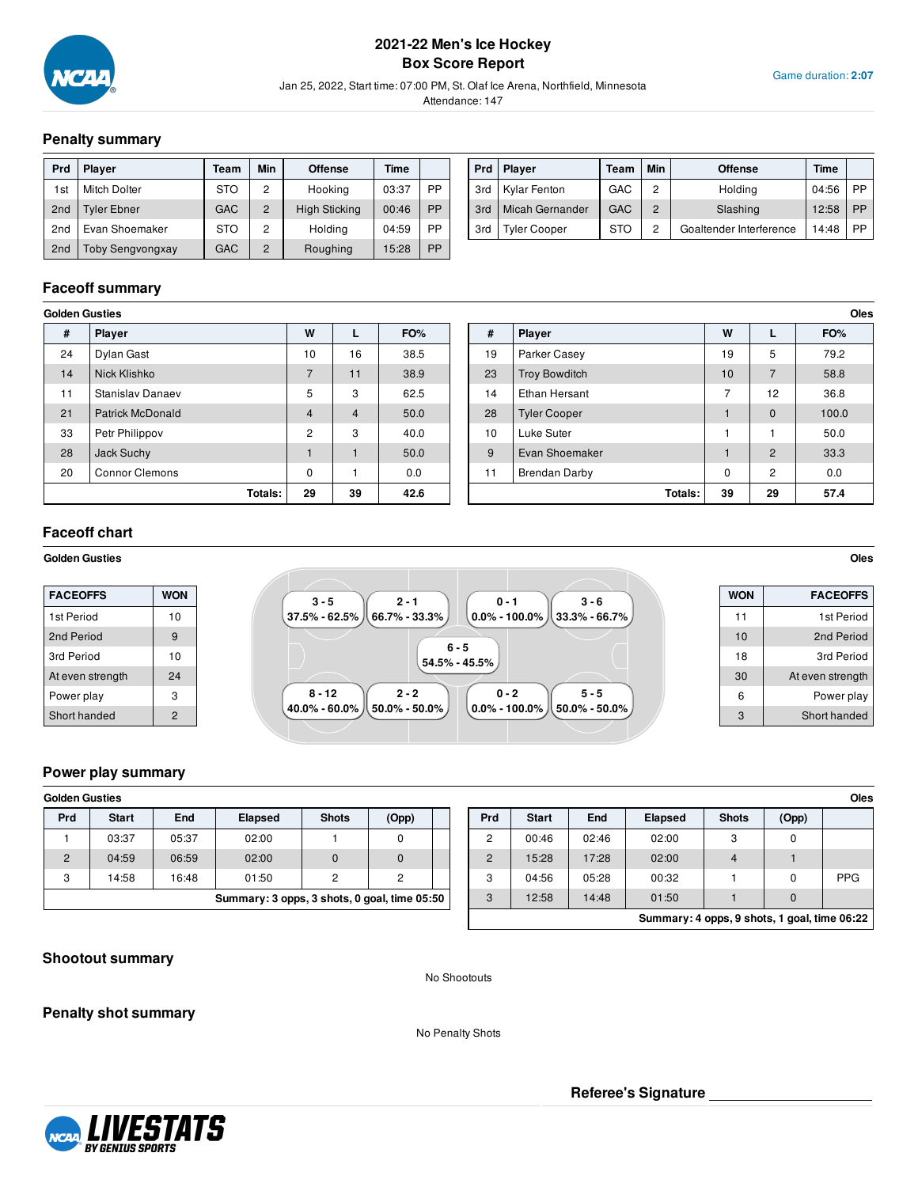# 2021-22 Men's Ice Hockey
## Box Score Report

Jan 25, 2022, Start time: 07:00 PM, St. Olaf Ice Arena, Northfield, Minnesota
Attendance: 147

Game duration: **2:07**

## Penalty summary

| Prd | Player | Team | Min | Offense | Time | |
|---|---|---|---|---|---|---|
| 1st | Mitch Dolter | STO | 2 | Hooking | 03:37 | PP |
| 2nd | Tyler Ebner | GAC | 2 | High Sticking | 00:46 | PP |
| 2nd | Evan Shoemaker | STO | 2 | Holding | 04:59 | PP |
| 2nd | Toby Sengvongxay | GAC | 2 | Roughing | 15:28 | PP |
| 3rd | Kylar Fenton | GAC | 2 | Holding | 04:56 | PP |
| 3rd | Micah Gernander | GAC | 2 | Slashing | 12:58 | PP |
| 3rd | Tyler Cooper | STO | 2 | Goaltender Interference | 14:48 | PP |

## Faceoff summary

**Golden Gusties**

| # | Player | W | L | FO% |
|---|---|---|---|---|
| 24 | Dylan Gast | 10 | 16 | 38.5 |
| 14 | Nick Klishko | 7 | 11 | 38.9 |
| 11 | Stanislav Danaev | 5 | 3 | 62.5 |
| 21 | Patrick McDonald | 4 | 4 | 50.0 |
| 33 | Petr Philippov | 2 | 3 | 40.0 |
| 28 | Jack Suchy | 1 | 1 | 50.0 |
| 20 | Connor Clemons | 0 | 1 | 0.0 |
| | **Totals:** | **29** | **39** | **42.6** |

**Oles**

| # | Player | W | L | FO% |
|---|---|---|---|---|
| 19 | Parker Casey | 19 | 5 | 79.2 |
| 23 | Troy Bowditch | 10 | 7 | 58.8 |
| 14 | Ethan Hersant | 7 | 12 | 36.8 |
| 28 | Tyler Cooper | 1 | 0 | 100.0 |
| 10 | Luke Suter | 1 | 1 | 50.0 |
| 9 | Evan Shoemaker | 1 | 2 | 33.3 |
| 11 | Brendan Darby | 0 | 2 | 0.0 |
| | **Totals:** | **39** | **29** | **57.4** |

## Faceoff chart

**Golden Gusties**

| FACEOFFS | WON |
|---|---|
| 1st Period | 10 |
| 2nd Period | 9 |
| 3rd Period | 10 |
| At even strength | 24 |
| Power play | 3 |
| Short handed | 2 |

Faceoff locations:

| | | | |
|---|---|---|---|
| 3 - 5 (37.5% - 62.5%) | 2 - 1 (66.7% - 33.3%) | 0 - 1 (0.0% - 100.0%) | 3 - 6 (33.3% - 66.7%) |
| | 6 - 5 (54.5% - 45.5%) | | |
| 8 - 12 (40.0% - 60.0%) | 2 - 2 (50.0% - 50.0%) | 0 - 2 (0.0% - 100.0%) | 5 - 5 (50.0% - 50.0%) |

**Oles**

| WON | FACEOFFS |
|---|---|
| 11 | 1st Period |
| 10 | 2nd Period |
| 18 | 3rd Period |
| 30 | At even strength |
| 6 | Power play |
| 3 | Short handed |

## Power play summary

**Golden Gusties**

| Prd | Start | End | Elapsed | Shots | (Opp) | |
|---|---|---|---|---|---|---|
| 1 | 03:37 | 05:37 | 02:00 | 1 | 0 | |
| 2 | 04:59 | 06:59 | 02:00 | 0 | 0 | |
| 3 | 14:58 | 16:48 | 01:50 | 2 | 2 | |
| **Summary: 3 opps, 3 shots, 0 goal, time 05:50** | | | | | | |

**Oles**

| Prd | Start | End | Elapsed | Shots | (Opp) | |
|---|---|---|---|---|---|---|
| 2 | 00:46 | 02:46 | 02:00 | 3 | 0 | |
| 2 | 15:28 | 17:28 | 02:00 | 4 | 1 | |
| 3 | 04:56 | 05:28 | 00:32 | 1 | 0 | PPG |
| 3 | 12:58 | 14:48 | 01:50 | 1 | 0 | |
| **Summary: 4 opps, 9 shots, 1 goal, time 06:22** | | | | | | |

## Shootout summary

No Shootouts

## Penalty shot summary

No Penalty Shots

**Referee's Signature** ____________________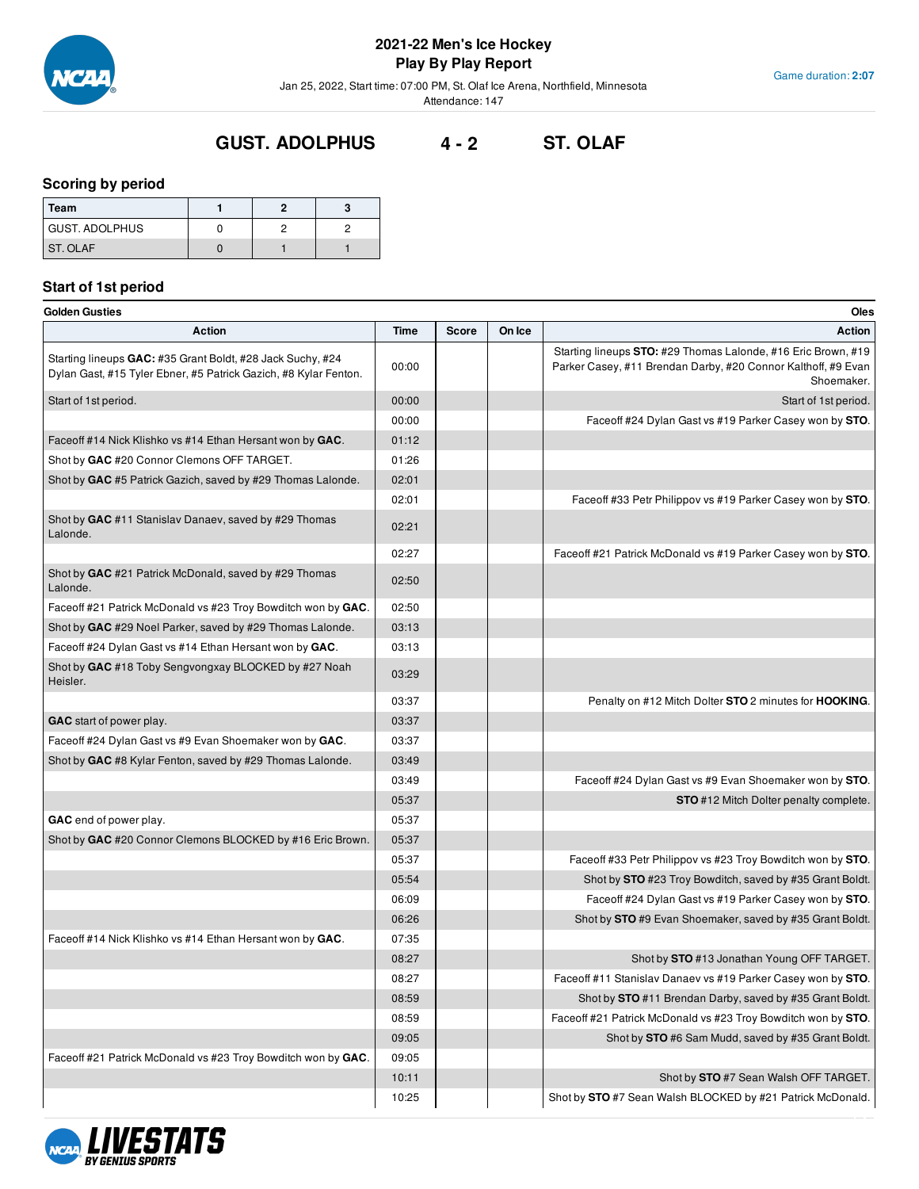# 2021-22 Men's Ice Hockey
## Play By Play Report

Jan 25, 2022, Start time: 07:00 PM, St. Olaf Ice Arena, Northfield, Minnesota
Attendance: 147

Game duration: **2:07**

## GUST. ADOLPHUS 4 - 2 ST. OLAF

### Scoring by period

| Team | 1 | 2 | 3 |
|---|---|---|---|
| GUST. ADOLPHUS | 0 | 2 | 2 |
| ST. OLAF | 0 | 1 | 1 |

### Start of 1st period

**Golden Gusties** — **Oles**

| Action | Time | Score | On Ice | Action |
|---|---|---|---|---|
| Starting lineups **GAC:** #35 Grant Boldt, #28 Jack Suchy, #24 Dylan Gast, #15 Tyler Ebner, #5 Patrick Gazich, #8 Kylar Fenton. | 00:00 | | | Starting lineups **STO:** #29 Thomas Lalonde, #16 Eric Brown, #19 Parker Casey, #11 Brendan Darby, #20 Connor Kalthoff, #9 Evan Shoemaker. |
| Start of 1st period. | 00:00 | | | Start of 1st period. |
| | 00:00 | | | Faceoff #24 Dylan Gast vs #19 Parker Casey won by **STO**. |
| Faceoff #14 Nick Klishko vs #14 Ethan Hersant won by **GAC**. | 01:12 | | | |
| Shot by **GAC** #20 Connor Clemons OFF TARGET. | 01:26 | | | |
| Shot by **GAC** #5 Patrick Gazich, saved by #29 Thomas Lalonde. | 02:01 | | | |
| | 02:01 | | | Faceoff #33 Petr Philippov vs #19 Parker Casey won by **STO**. |
| Shot by **GAC** #11 Stanislav Danaev, saved by #29 Thomas Lalonde. | 02:21 | | | |
| | 02:27 | | | Faceoff #21 Patrick McDonald vs #19 Parker Casey won by **STO**. |
| Shot by **GAC** #21 Patrick McDonald, saved by #29 Thomas Lalonde. | 02:50 | | | |
| Faceoff #21 Patrick McDonald vs #23 Troy Bowditch won by **GAC**. | 02:50 | | | |
| Shot by **GAC** #29 Noel Parker, saved by #29 Thomas Lalonde. | 03:13 | | | |
| Faceoff #24 Dylan Gast vs #14 Ethan Hersant won by **GAC**. | 03:13 | | | |
| Shot by **GAC** #18 Toby Sengvongxay BLOCKED by #27 Noah Heisler. | 03:29 | | | |
| | 03:37 | | | Penalty on #12 Mitch Dolter **STO** 2 minutes for **HOOKING**. |
| **GAC** start of power play. | 03:37 | | | |
| Faceoff #24 Dylan Gast vs #9 Evan Shoemaker won by **GAC**. | 03:37 | | | |
| Shot by **GAC** #8 Kylar Fenton, saved by #29 Thomas Lalonde. | 03:49 | | | |
| | 03:49 | | | Faceoff #24 Dylan Gast vs #9 Evan Shoemaker won by **STO**. |
| | 05:37 | | | **STO** #12 Mitch Dolter penalty complete. |
| **GAC** end of power play. | 05:37 | | | |
| Shot by **GAC** #20 Connor Clemons BLOCKED by #16 Eric Brown. | 05:37 | | | |
| | 05:37 | | | Faceoff #33 Petr Philippov vs #23 Troy Bowditch won by **STO**. |
| | 05:54 | | | Shot by **STO** #23 Troy Bowditch, saved by #35 Grant Boldt. |
| | 06:09 | | | Faceoff #24 Dylan Gast vs #19 Parker Casey won by **STO**. |
| | 06:26 | | | Shot by **STO** #9 Evan Shoemaker, saved by #35 Grant Boldt. |
| Faceoff #14 Nick Klishko vs #14 Ethan Hersant won by **GAC**. | 07:35 | | | |
| | 08:27 | | | Shot by **STO** #13 Jonathan Young OFF TARGET. |
| | 08:27 | | | Faceoff #11 Stanislav Danaev vs #19 Parker Casey won by **STO**. |
| | 08:59 | | | Shot by **STO** #11 Brendan Darby, saved by #35 Grant Boldt. |
| | 08:59 | | | Faceoff #21 Patrick McDonald vs #23 Troy Bowditch won by **STO**. |
| | 09:05 | | | Shot by **STO** #6 Sam Mudd, saved by #35 Grant Boldt. |
| Faceoff #21 Patrick McDonald vs #23 Troy Bowditch won by **GAC**. | 09:05 | | | |
| | 10:11 | | | Shot by **STO** #7 Sean Walsh OFF TARGET. |
| | 10:25 | | | Shot by **STO** #7 Sean Walsh BLOCKED by #21 Patrick McDonald. |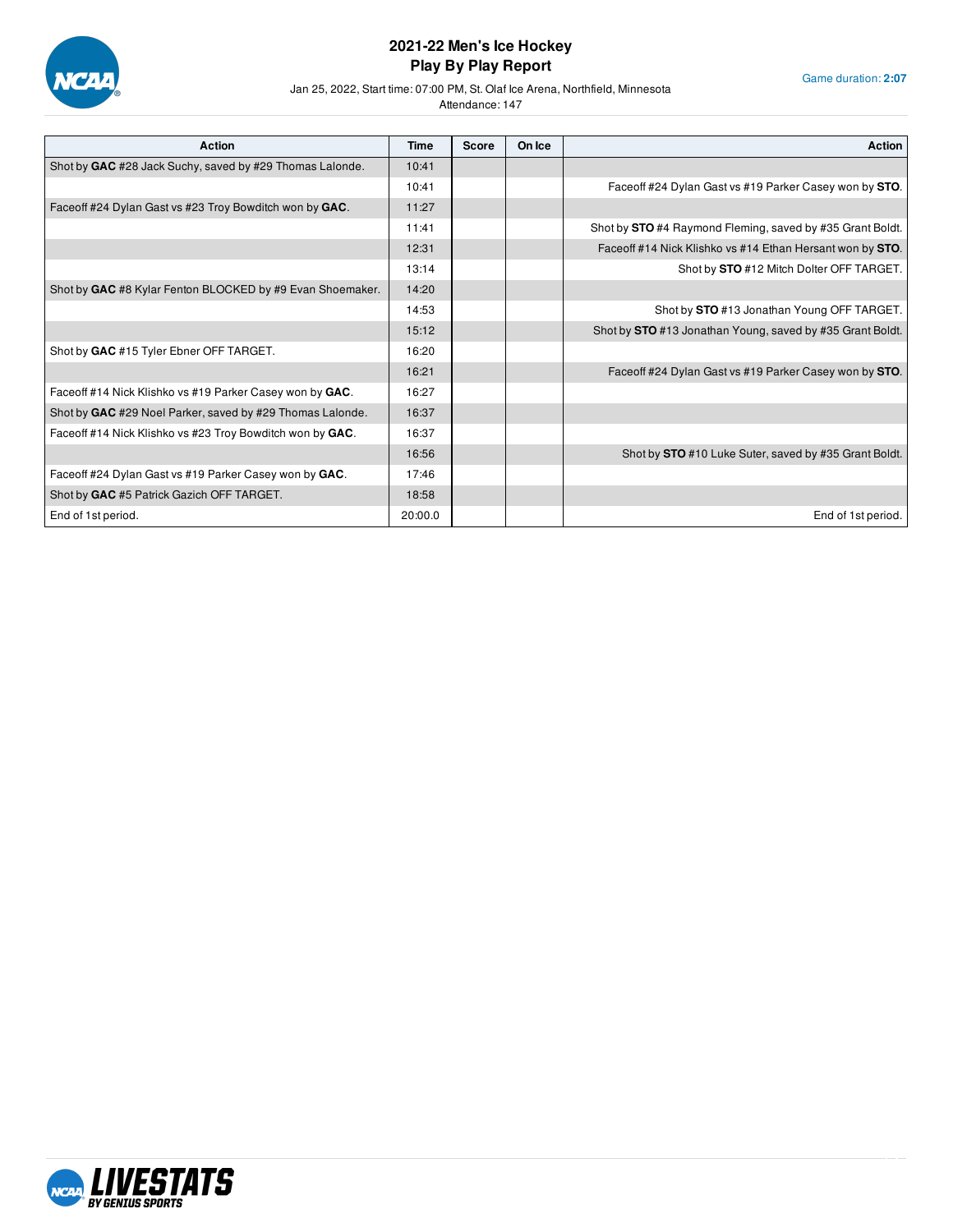# 2021-22 Men's Ice Hockey
## Play By Play Report

Jan 25, 2022, Start time: 07:00 PM, St. Olaf Ice Arena, Northfield, Minnesota

Attendance: 147

Game duration: **2:07**

| Action | Time | Score | On Ice | Action |
|---|---|---|---|---|
| Shot by **GAC** #28 Jack Suchy, saved by #29 Thomas Lalonde. | 10:41 | | | |
| | 10:41 | | | Faceoff #24 Dylan Gast vs #19 Parker Casey won by **STO**. |
| Faceoff #24 Dylan Gast vs #23 Troy Bowditch won by **GAC**. | 11:27 | | | |
| | 11:41 | | | Shot by **STO** #4 Raymond Fleming, saved by #35 Grant Boldt. |
| | 12:31 | | | Faceoff #14 Nick Klishko vs #14 Ethan Hersant won by **STO**. |
| | 13:14 | | | Shot by **STO** #12 Mitch Dolter OFF TARGET. |
| Shot by **GAC** #8 Kylar Fenton BLOCKED by #9 Evan Shoemaker. | 14:20 | | | |
| | 14:53 | | | Shot by **STO** #13 Jonathan Young OFF TARGET. |
| | 15:12 | | | Shot by **STO** #13 Jonathan Young, saved by #35 Grant Boldt. |
| Shot by **GAC** #15 Tyler Ebner OFF TARGET. | 16:20 | | | |
| | 16:21 | | | Faceoff #24 Dylan Gast vs #19 Parker Casey won by **STO**. |
| Faceoff #14 Nick Klishko vs #19 Parker Casey won by **GAC**. | 16:27 | | | |
| Shot by **GAC** #29 Noel Parker, saved by #29 Thomas Lalonde. | 16:37 | | | |
| Faceoff #14 Nick Klishko vs #23 Troy Bowditch won by **GAC**. | 16:37 | | | |
| | 16:56 | | | Shot by **STO** #10 Luke Suter, saved by #35 Grant Boldt. |
| Faceoff #24 Dylan Gast vs #19 Parker Casey won by **GAC**. | 17:46 | | | |
| Shot by **GAC** #5 Patrick Gazich OFF TARGET. | 18:58 | | | |
| End of 1st period. | 20:00.0 | | | End of 1st period. |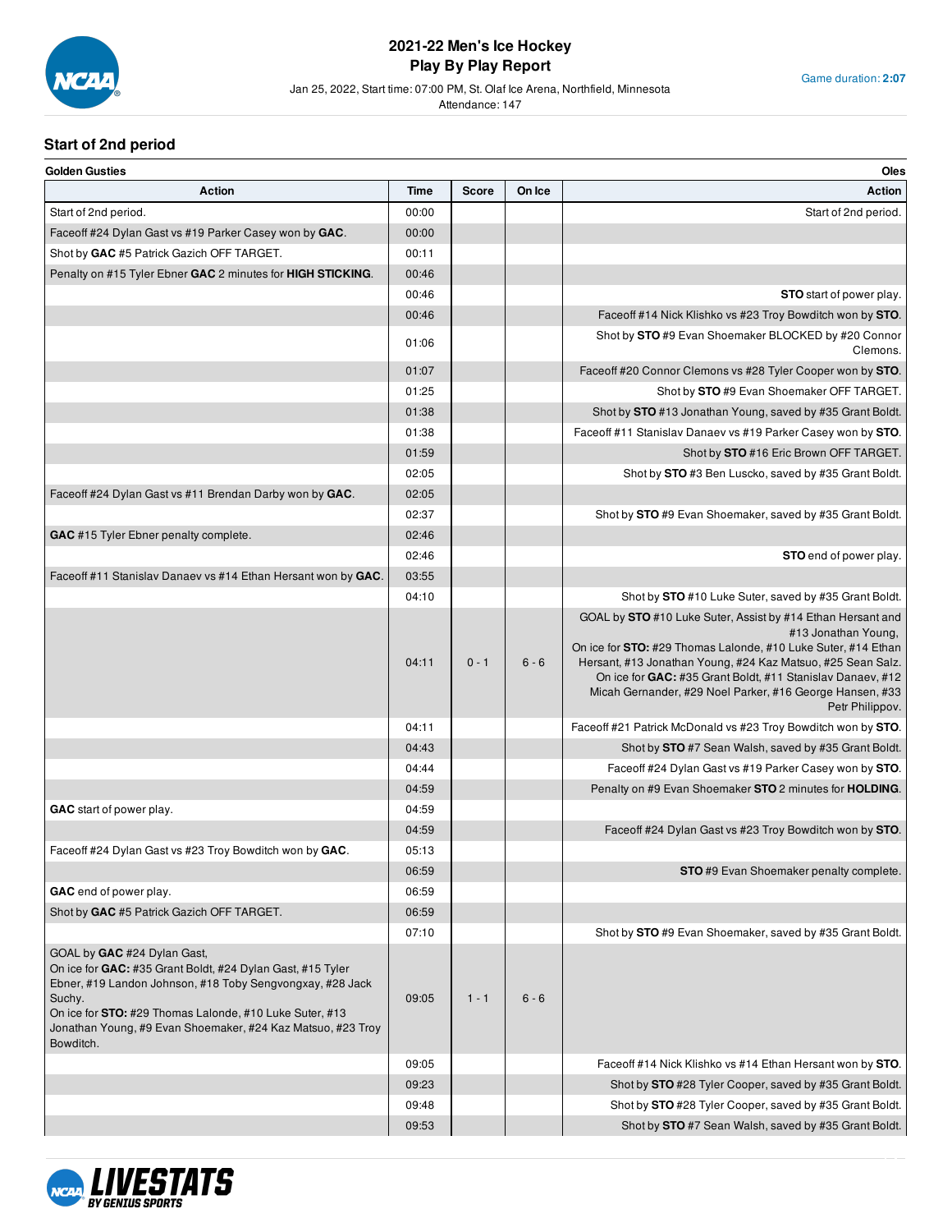# 2021-22 Men's Ice Hockey
## Play By Play Report

Jan 25, 2022, Start time: 07:00 PM, St. Olaf Ice Arena, Northfield, Minnesota
Attendance: 147

Game duration: **2:07**

### Start of 2nd period

| Golden Gusties | | | | Oles |
|---|---|---|---|---|
| **Action** | **Time** | **Score** | **On Ice** | **Action** |
| Start of 2nd period. | 00:00 | | | Start of 2nd period. |
| Faceoff #24 Dylan Gast vs #19 Parker Casey won by **GAC**. | 00:00 | | | |
| Shot by **GAC** #5 Patrick Gazich OFF TARGET. | 00:11 | | | |
| Penalty on #15 Tyler Ebner **GAC** 2 minutes for **HIGH STICKING**. | 00:46 | | | |
| | 00:46 | | | **STO** start of power play. |
| | 00:46 | | | Faceoff #14 Nick Klishko vs #23 Troy Bowditch won by **STO**. |
| | 01:06 | | | Shot by **STO** #9 Evan Shoemaker BLOCKED by #20 Connor Clemons. |
| | 01:07 | | | Faceoff #20 Connor Clemons vs #28 Tyler Cooper won by **STO**. |
| | 01:25 | | | Shot by **STO** #9 Evan Shoemaker OFF TARGET. |
| | 01:38 | | | Shot by **STO** #13 Jonathan Young, saved by #35 Grant Boldt. |
| | 01:38 | | | Faceoff #11 Stanislav Danaev vs #19 Parker Casey won by **STO**. |
| | 01:59 | | | Shot by **STO** #16 Eric Brown OFF TARGET. |
| | 02:05 | | | Shot by **STO** #3 Ben Luscko, saved by #35 Grant Boldt. |
| Faceoff #24 Dylan Gast vs #11 Brendan Darby won by **GAC**. | 02:05 | | | |
| | 02:37 | | | Shot by **STO** #9 Evan Shoemaker, saved by #35 Grant Boldt. |
| **GAC** #15 Tyler Ebner penalty complete. | 02:46 | | | |
| | 02:46 | | | **STO** end of power play. |
| Faceoff #11 Stanislav Danaev vs #14 Ethan Hersant won by **GAC**. | 03:55 | | | |
| | 04:10 | | | Shot by **STO** #10 Luke Suter, saved by #35 Grant Boldt. |
| | 04:11 | 0 - 1 | 6 - 6 | GOAL by **STO** #10 Luke Suter, Assist by #14 Ethan Hersant and #13 Jonathan Young, On ice for **STO:** #29 Thomas Lalonde, #10 Luke Suter, #14 Ethan Hersant, #13 Jonathan Young, #24 Kaz Matsuo, #25 Sean Salz. On ice for **GAC:** #35 Grant Boldt, #11 Stanislav Danaev, #12 Micah Gernander, #29 Noel Parker, #16 George Hansen, #33 Petr Philippov. |
| | 04:11 | | | Faceoff #21 Patrick McDonald vs #23 Troy Bowditch won by **STO**. |
| | 04:43 | | | Shot by **STO** #7 Sean Walsh, saved by #35 Grant Boldt. |
| | 04:44 | | | Faceoff #24 Dylan Gast vs #19 Parker Casey won by **STO**. |
| | 04:59 | | | Penalty on #9 Evan Shoemaker **STO** 2 minutes for **HOLDING**. |
| **GAC** start of power play. | 04:59 | | | |
| | 04:59 | | | Faceoff #24 Dylan Gast vs #23 Troy Bowditch won by **STO**. |
| Faceoff #24 Dylan Gast vs #23 Troy Bowditch won by **GAC**. | 05:13 | | | |
| | 06:59 | | | **STO** #9 Evan Shoemaker penalty complete. |
| **GAC** end of power play. | 06:59 | | | |
| Shot by **GAC** #5 Patrick Gazich OFF TARGET. | 06:59 | | | |
| | 07:10 | | | Shot by **STO** #9 Evan Shoemaker, saved by #35 Grant Boldt. |
| GOAL by **GAC** #24 Dylan Gast, On ice for **GAC:** #35 Grant Boldt, #24 Dylan Gast, #15 Tyler Ebner, #19 Landon Johnson, #18 Toby Sengvongxay, #28 Jack Suchy. On ice for **STO:** #29 Thomas Lalonde, #10 Luke Suter, #13 Jonathan Young, #9 Evan Shoemaker, #24 Kaz Matsuo, #23 Troy Bowditch. | 09:05 | 1 - 1 | 6 - 6 | |
| | 09:05 | | | Faceoff #14 Nick Klishko vs #14 Ethan Hersant won by **STO**. |
| | 09:23 | | | Shot by **STO** #28 Tyler Cooper, saved by #35 Grant Boldt. |
| | 09:48 | | | Shot by **STO** #28 Tyler Cooper, saved by #35 Grant Boldt. |
| | 09:53 | | | Shot by **STO** #7 Sean Walsh, saved by #35 Grant Boldt. |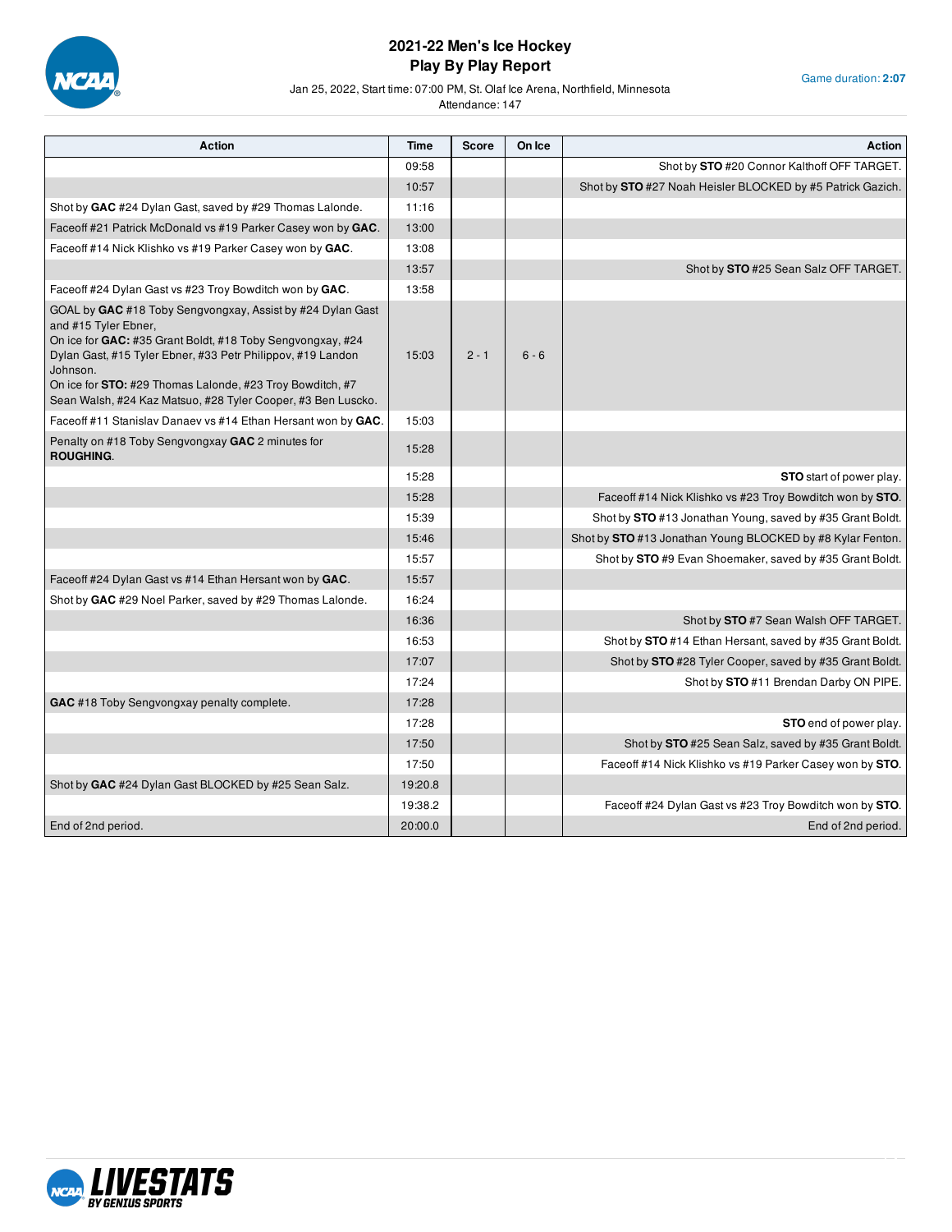# 2021-22 Men's Ice Hockey
## Play By Play Report

Jan 25, 2022, Start time: 07:00 PM, St. Olaf Ice Arena, Northfield, Minnesota

Attendance: 147

Game duration: **2:07**

| Action | Time | Score | On Ice | Action |
|---|---|---|---|---|
| | 09:58 | | | Shot by **STO** #20 Connor Kalthoff OFF TARGET. |
| | 10:57 | | | Shot by **STO** #27 Noah Heisler BLOCKED by #5 Patrick Gazich. |
| Shot by **GAC** #24 Dylan Gast, saved by #29 Thomas Lalonde. | 11:16 | | | |
| Faceoff #21 Patrick McDonald vs #19 Parker Casey won by **GAC**. | 13:00 | | | |
| Faceoff #14 Nick Klishko vs #19 Parker Casey won by **GAC**. | 13:08 | | | |
| | 13:57 | | | Shot by **STO** #25 Sean Salz OFF TARGET. |
| Faceoff #24 Dylan Gast vs #23 Troy Bowditch won by **GAC**. | 13:58 | | | |
| GOAL by **GAC** #18 Toby Sengvongxay, Assist by #24 Dylan Gast and #15 Tyler Ebner, On ice for **GAC:** #35 Grant Boldt, #18 Toby Sengvongxay, #24 Dylan Gast, #15 Tyler Ebner, #33 Petr Philippov, #19 Landon Johnson. On ice for **STO:** #29 Thomas Lalonde, #23 Troy Bowditch, #7 Sean Walsh, #24 Kaz Matsuo, #28 Tyler Cooper, #3 Ben Luscko. | 15:03 | 2 - 1 | 6 - 6 | |
| Faceoff #11 Stanislav Danaev vs #14 Ethan Hersant won by **GAC**. | 15:03 | | | |
| Penalty on #18 Toby Sengvongxay **GAC** 2 minutes for **ROUGHING**. | 15:28 | | | |
| | 15:28 | | | **STO** start of power play. |
| | 15:28 | | | Faceoff #14 Nick Klishko vs #23 Troy Bowditch won by **STO**. |
| | 15:39 | | | Shot by **STO** #13 Jonathan Young, saved by #35 Grant Boldt. |
| | 15:46 | | | Shot by **STO** #13 Jonathan Young BLOCKED by #8 Kylar Fenton. |
| | 15:57 | | | Shot by **STO** #9 Evan Shoemaker, saved by #35 Grant Boldt. |
| Faceoff #24 Dylan Gast vs #14 Ethan Hersant won by **GAC**. | 15:57 | | | |
| Shot by **GAC** #29 Noel Parker, saved by #29 Thomas Lalonde. | 16:24 | | | |
| | 16:36 | | | Shot by **STO** #7 Sean Walsh OFF TARGET. |
| | 16:53 | | | Shot by **STO** #14 Ethan Hersant, saved by #35 Grant Boldt. |
| | 17:07 | | | Shot by **STO** #28 Tyler Cooper, saved by #35 Grant Boldt. |
| | 17:24 | | | Shot by **STO** #11 Brendan Darby ON PIPE. |
| **GAC** #18 Toby Sengvongxay penalty complete. | 17:28 | | | |
| | 17:28 | | | **STO** end of power play. |
| | 17:50 | | | Shot by **STO** #25 Sean Salz, saved by #35 Grant Boldt. |
| | 17:50 | | | Faceoff #14 Nick Klishko vs #19 Parker Casey won by **STO**. |
| Shot by **GAC** #24 Dylan Gast BLOCKED by #25 Sean Salz. | 19:20.8 | | | |
| | 19:38.2 | | | Faceoff #24 Dylan Gast vs #23 Troy Bowditch won by **STO**. |
| End of 2nd period. | 20:00.0 | | | End of 2nd period. |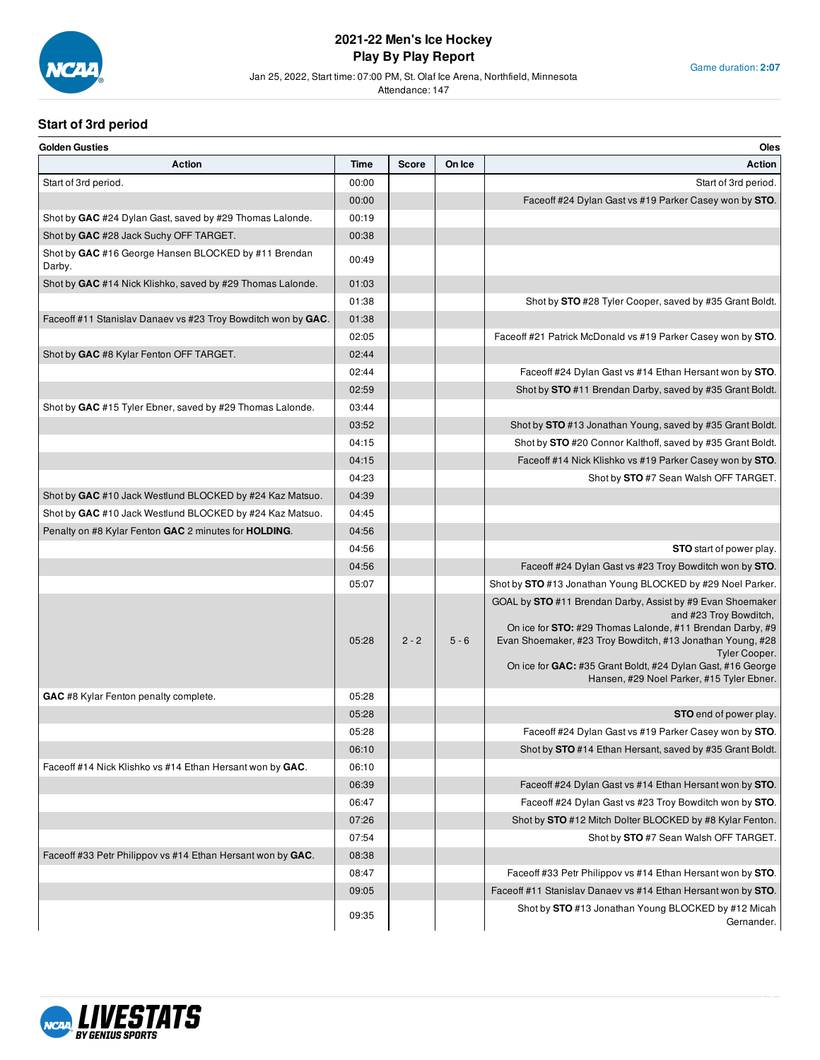## Start of 3rd period

| Golden Gusties Action | Time | Score | On Ice | Oles Action |
|---|---|---|---|---|
| Start of 3rd period. | 00:00 | | | Start of 3rd period. |
| | 00:00 | | | Faceoff #24 Dylan Gast vs #19 Parker Casey won by **STO**. |
| Shot by **GAC** #24 Dylan Gast, saved by #29 Thomas Lalonde. | 00:19 | | | |
| Shot by **GAC** #28 Jack Suchy OFF TARGET. | 00:38 | | | |
| Shot by **GAC** #16 George Hansen BLOCKED by #11 Brendan Darby. | 00:49 | | | |
| Shot by **GAC** #14 Nick Klishko, saved by #29 Thomas Lalonde. | 01:03 | | | |
| | 01:38 | | | Shot by **STO** #28 Tyler Cooper, saved by #35 Grant Boldt. |
| Faceoff #11 Stanislav Danaev vs #23 Troy Bowditch won by **GAC**. | 01:38 | | | |
| | 02:05 | | | Faceoff #21 Patrick McDonald vs #19 Parker Casey won by **STO**. |
| Shot by **GAC** #8 Kylar Fenton OFF TARGET. | 02:44 | | | |
| | 02:44 | | | Faceoff #24 Dylan Gast vs #14 Ethan Hersant won by **STO**. |
| | 02:59 | | | Shot by **STO** #11 Brendan Darby, saved by #35 Grant Boldt. |
| Shot by **GAC** #15 Tyler Ebner, saved by #29 Thomas Lalonde. | 03:44 | | | |
| | 03:52 | | | Shot by **STO** #13 Jonathan Young, saved by #35 Grant Boldt. |
| | 04:15 | | | Shot by **STO** #20 Connor Kalthoff, saved by #35 Grant Boldt. |
| | 04:15 | | | Faceoff #14 Nick Klishko vs #19 Parker Casey won by **STO**. |
| | 04:23 | | | Shot by **STO** #7 Sean Walsh OFF TARGET. |
| Shot by **GAC** #10 Jack Westlund BLOCKED by #24 Kaz Matsuo. | 04:39 | | | |
| Shot by **GAC** #10 Jack Westlund BLOCKED by #24 Kaz Matsuo. | 04:45 | | | |
| Penalty on #8 Kylar Fenton **GAC** 2 minutes for **HOLDING**. | 04:56 | | | |
| | 04:56 | | | **STO** start of power play. |
| | 04:56 | | | Faceoff #24 Dylan Gast vs #23 Troy Bowditch won by **STO**. |
| | 05:07 | | | Shot by **STO** #13 Jonathan Young BLOCKED by #29 Noel Parker. |
| | 05:28 | 2 - 2 | 5 - 6 | GOAL by **STO** #11 Brendan Darby, Assist by #9 Evan Shoemaker and #23 Troy Bowditch, On ice for **STO:** #29 Thomas Lalonde, #11 Brendan Darby, #9 Evan Shoemaker, #23 Troy Bowditch, #13 Jonathan Young, #28 Tyler Cooper. On ice for **GAC:** #35 Grant Boldt, #24 Dylan Gast, #16 George Hansen, #29 Noel Parker, #15 Tyler Ebner. |
| **GAC** #8 Kylar Fenton penalty complete. | 05:28 | | | |
| | 05:28 | | | **STO** end of power play. |
| | 05:28 | | | Faceoff #24 Dylan Gast vs #19 Parker Casey won by **STO**. |
| | 06:10 | | | Shot by **STO** #14 Ethan Hersant, saved by #35 Grant Boldt. |
| Faceoff #14 Nick Klishko vs #14 Ethan Hersant won by **GAC**. | 06:10 | | | |
| | 06:39 | | | Faceoff #24 Dylan Gast vs #14 Ethan Hersant won by **STO**. |
| | 06:47 | | | Faceoff #24 Dylan Gast vs #23 Troy Bowditch won by **STO**. |
| | 07:26 | | | Shot by **STO** #12 Mitch Dolter BLOCKED by #8 Kylar Fenton. |
| | 07:54 | | | Shot by **STO** #7 Sean Walsh OFF TARGET. |
| Faceoff #33 Petr Philippov vs #14 Ethan Hersant won by **GAC**. | 08:38 | | | |
| | 08:47 | | | Faceoff #33 Petr Philippov vs #14 Ethan Hersant won by **STO**. |
| | 09:05 | | | Faceoff #11 Stanislav Danaev vs #14 Ethan Hersant won by **STO**. |
| | 09:35 | | | Shot by **STO** #13 Jonathan Young BLOCKED by #12 Micah Gernander. |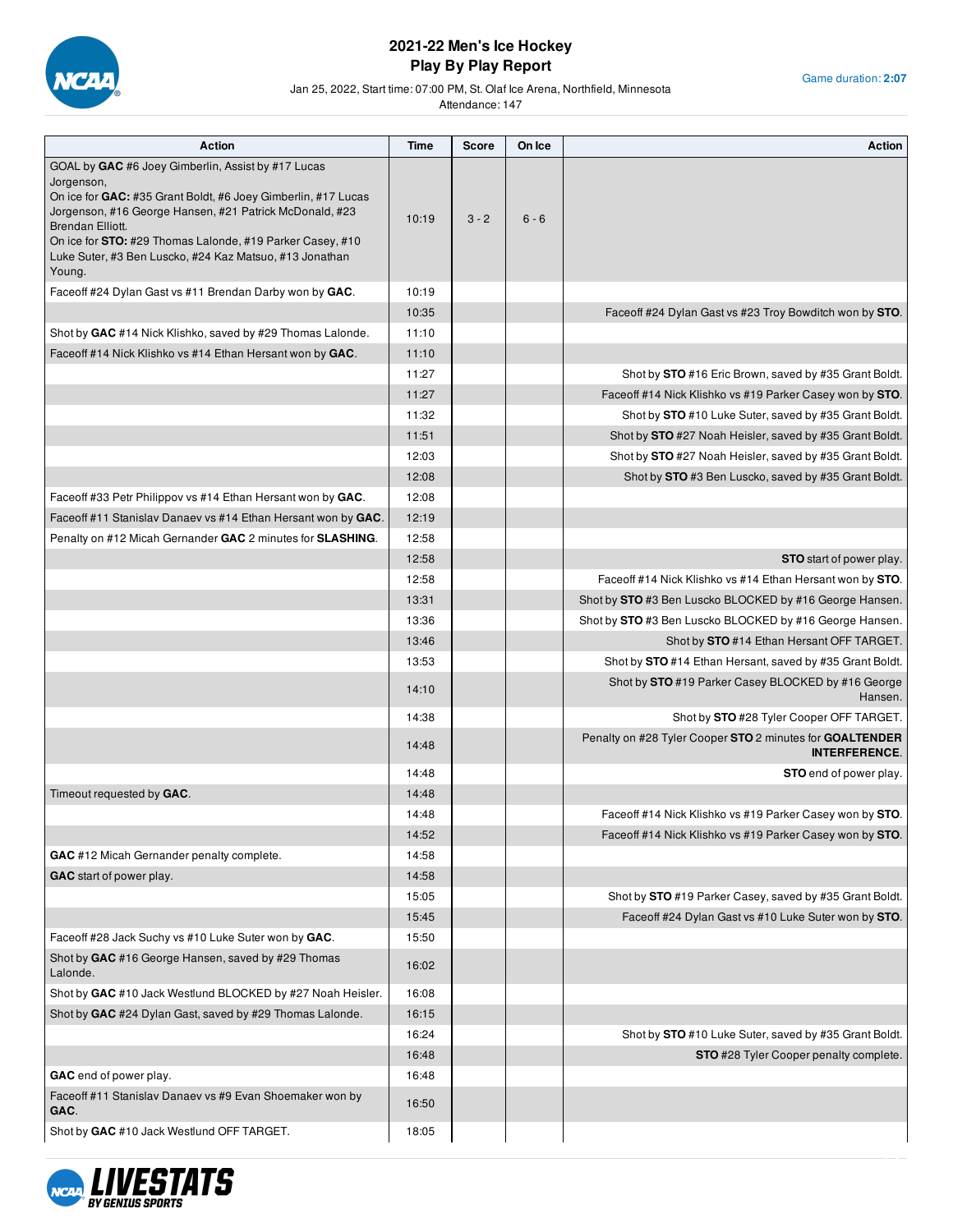# 2021-22 Men's Ice Hockey
## Play By Play Report

Jan 25, 2022, Start time: 07:00 PM, St. Olaf Ice Arena, Northfield, Minnesota

Attendance: 147

Game duration: **2:07**

| Action | Time | Score | On Ice | Action |
|---|---|---|---|---|
| GOAL by **GAC** #6 Joey Gimberlin, Assist by #17 Lucas Jorgenson,<br>On ice for **GAC:** #35 Grant Boldt, #6 Joey Gimberlin, #17 Lucas Jorgenson, #16 George Hansen, #21 Patrick McDonald, #23 Brendan Elliott.<br>On ice for **STO:** #29 Thomas Lalonde, #19 Parker Casey, #10 Luke Suter, #3 Ben Luscko, #24 Kaz Matsuo, #13 Jonathan Young. | 10:19 | 3 - 2 | 6 - 6 | |
| Faceoff #24 Dylan Gast vs #11 Brendan Darby won by **GAC**. | 10:19 | | | |
| | 10:35 | | | Faceoff #24 Dylan Gast vs #23 Troy Bowditch won by **STO**. |
| Shot by **GAC** #14 Nick Klishko, saved by #29 Thomas Lalonde. | 11:10 | | | |
| Faceoff #14 Nick Klishko vs #14 Ethan Hersant won by **GAC**. | 11:10 | | | |
| | 11:27 | | | Shot by **STO** #16 Eric Brown, saved by #35 Grant Boldt. |
| | 11:27 | | | Faceoff #14 Nick Klishko vs #19 Parker Casey won by **STO**. |
| | 11:32 | | | Shot by **STO** #10 Luke Suter, saved by #35 Grant Boldt. |
| | 11:51 | | | Shot by **STO** #27 Noah Heisler, saved by #35 Grant Boldt. |
| | 12:03 | | | Shot by **STO** #27 Noah Heisler, saved by #35 Grant Boldt. |
| | 12:08 | | | Shot by **STO** #3 Ben Luscko, saved by #35 Grant Boldt. |
| Faceoff #33 Petr Philippov vs #14 Ethan Hersant won by **GAC**. | 12:08 | | | |
| Faceoff #11 Stanislav Danaev vs #14 Ethan Hersant won by **GAC**. | 12:19 | | | |
| Penalty on #12 Micah Gernander **GAC** 2 minutes for **SLASHING**. | 12:58 | | | |
| | 12:58 | | | **STO** start of power play. |
| | 12:58 | | | Faceoff #14 Nick Klishko vs #14 Ethan Hersant won by **STO**. |
| | 13:31 | | | Shot by **STO** #3 Ben Luscko BLOCKED by #16 George Hansen. |
| | 13:36 | | | Shot by **STO** #3 Ben Luscko BLOCKED by #16 George Hansen. |
| | 13:46 | | | Shot by **STO** #14 Ethan Hersant OFF TARGET. |
| | 13:53 | | | Shot by **STO** #14 Ethan Hersant, saved by #35 Grant Boldt. |
| | 14:10 | | | Shot by **STO** #19 Parker Casey BLOCKED by #16 George Hansen. |
| | 14:38 | | | Shot by **STO** #28 Tyler Cooper OFF TARGET. |
| | 14:48 | | | Penalty on #28 Tyler Cooper **STO** 2 minutes for **GOALTENDER INTERFERENCE**. |
| | 14:48 | | | **STO** end of power play. |
| Timeout requested by **GAC**. | 14:48 | | | |
| | 14:48 | | | Faceoff #14 Nick Klishko vs #19 Parker Casey won by **STO**. |
| | 14:52 | | | Faceoff #14 Nick Klishko vs #19 Parker Casey won by **STO**. |
| **GAC** #12 Micah Gernander penalty complete. | 14:58 | | | |
| **GAC** start of power play. | 14:58 | | | |
| | 15:05 | | | Shot by **STO** #19 Parker Casey, saved by #35 Grant Boldt. |
| | 15:45 | | | Faceoff #24 Dylan Gast vs #10 Luke Suter won by **STO**. |
| Faceoff #28 Jack Suchy vs #10 Luke Suter won by **GAC**. | 15:50 | | | |
| Shot by **GAC** #16 George Hansen, saved by #29 Thomas Lalonde. | 16:02 | | | |
| Shot by **GAC** #10 Jack Westlund BLOCKED by #27 Noah Heisler. | 16:08 | | | |
| Shot by **GAC** #24 Dylan Gast, saved by #29 Thomas Lalonde. | 16:15 | | | |
| | 16:24 | | | Shot by **STO** #10 Luke Suter, saved by #35 Grant Boldt. |
| | 16:48 | | | **STO** #28 Tyler Cooper penalty complete. |
| **GAC** end of power play. | 16:48 | | | |
| Faceoff #11 Stanislav Danaev vs #9 Evan Shoemaker won by **GAC**. | 16:50 | | | |
| Shot by **GAC** #10 Jack Westlund OFF TARGET. | 18:05 | | | |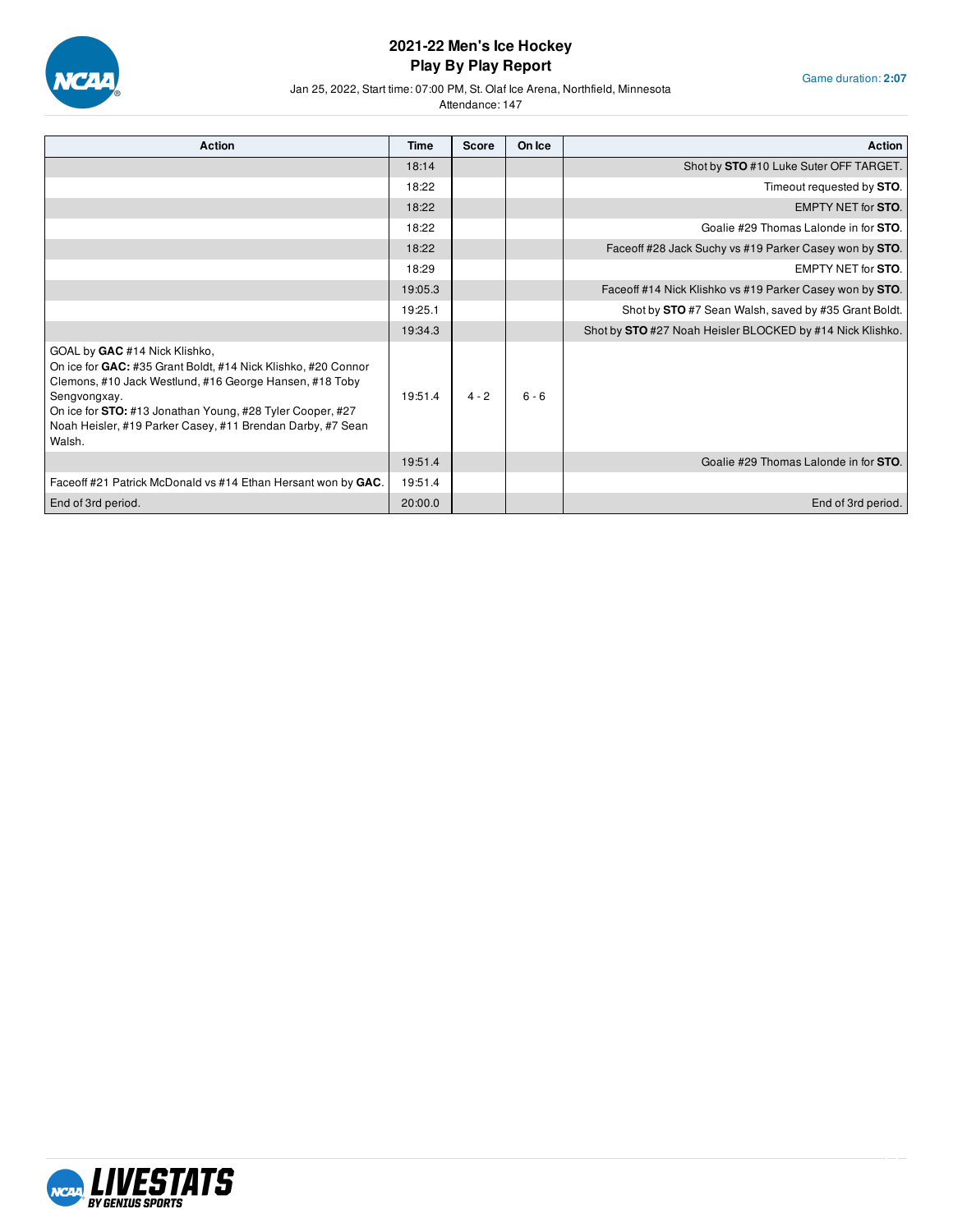# 2021-22 Men's Ice Hockey
## Play By Play Report

Jan 25, 2022, Start time: 07:00 PM, St. Olaf Ice Arena, Northfield, Minnesota

Attendance: 147

Game duration: **2:07**

| Action | Time | Score | On Ice | Action |
|---|---|---|---|---|
| | 18:14 | | | Shot by **STO** #10 Luke Suter OFF TARGET. |
| | 18:22 | | | Timeout requested by **STO**. |
| | 18:22 | | | EMPTY NET for **STO**. |
| | 18:22 | | | Goalie #29 Thomas Lalonde in for **STO**. |
| | 18:22 | | | Faceoff #28 Jack Suchy vs #19 Parker Casey won by **STO**. |
| | 18:29 | | | EMPTY NET for **STO**. |
| | 19:05.3 | | | Faceoff #14 Nick Klishko vs #19 Parker Casey won by **STO**. |
| | 19:25.1 | | | Shot by **STO** #7 Sean Walsh, saved by #35 Grant Boldt. |
| | 19:34.3 | | | Shot by **STO** #27 Noah Heisler BLOCKED by #14 Nick Klishko. |
| GOAL by **GAC** #14 Nick Klishko, On ice for **GAC:** #35 Grant Boldt, #14 Nick Klishko, #20 Connor Clemons, #10 Jack Westlund, #16 George Hansen, #18 Toby Sengvongxay. On ice for **STO:** #13 Jonathan Young, #28 Tyler Cooper, #27 Noah Heisler, #19 Parker Casey, #11 Brendan Darby, #7 Sean Walsh. | 19:51.4 | 4 - 2 | 6 - 6 | |
| | 19:51.4 | | | Goalie #29 Thomas Lalonde in for **STO**. |
| Faceoff #21 Patrick McDonald vs #14 Ethan Hersant won by **GAC**. | 19:51.4 | | | |
| End of 3rd period. | 20:00.0 | | | End of 3rd period. |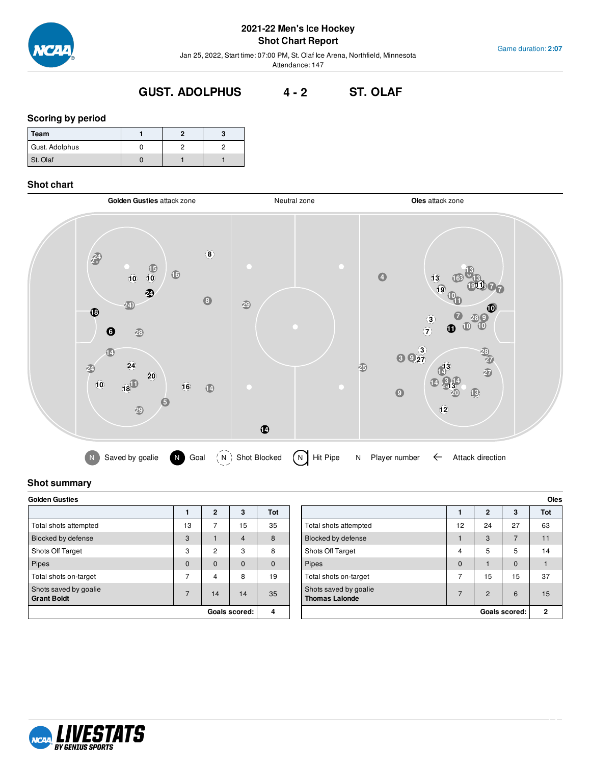# 2021-22 Men's Ice Hockey
## Shot Chart Report

Jan 25, 2022, Start time: 07:00 PM, St. Olaf Ice Arena, Northfield, Minnesota
Attendance: 147

Game duration: **2:07**

## GUST. ADOLPHUS 4 - 2 ST. OLAF

### Scoring by period

| Team | 1 | 2 | 3 |
|---|---|---|---|
| Gust. Adolphus | 0 | 2 | 2 |
| St. Olaf | 0 | 1 | 1 |

### Shot chart

**Golden Gusties** attack zone | Neutral zone | **Oles** attack zone

Saved by goalie | Goal | Shot Blocked | Hit Pipe | N Player number | ← Attack direction

### Shot summary

**Golden Gusties**

| | 1 | 2 | 3 | Tot |
|---|---|---|---|---|
| Total shots attempted | 13 | 7 | 15 | 35 |
| Blocked by defense | 3 | 1 | 4 | 8 |
| Shots Off Target | 3 | 2 | 3 | 8 |
| Pipes | 0 | 0 | 0 | 0 |
| Total shots on-target | 7 | 4 | 8 | 19 |
| Shots saved by goalie **Grant Boldt** | 7 | 14 | 14 | 35 |
| | | | **Goals scored:** | 4 |

**Oles**

| | 1 | 2 | 3 | Tot |
|---|---|---|---|---|
| Total shots attempted | 12 | 24 | 27 | 63 |
| Blocked by defense | 1 | 3 | 7 | 11 |
| Shots Off Target | 4 | 5 | 5 | 14 |
| Pipes | 0 | 1 | 0 | 1 |
| Total shots on-target | 7 | 15 | 15 | 37 |
| Shots saved by goalie **Thomas Lalonde** | 7 | 2 | 6 | 15 |
| | | | **Goals scored:** | 2 |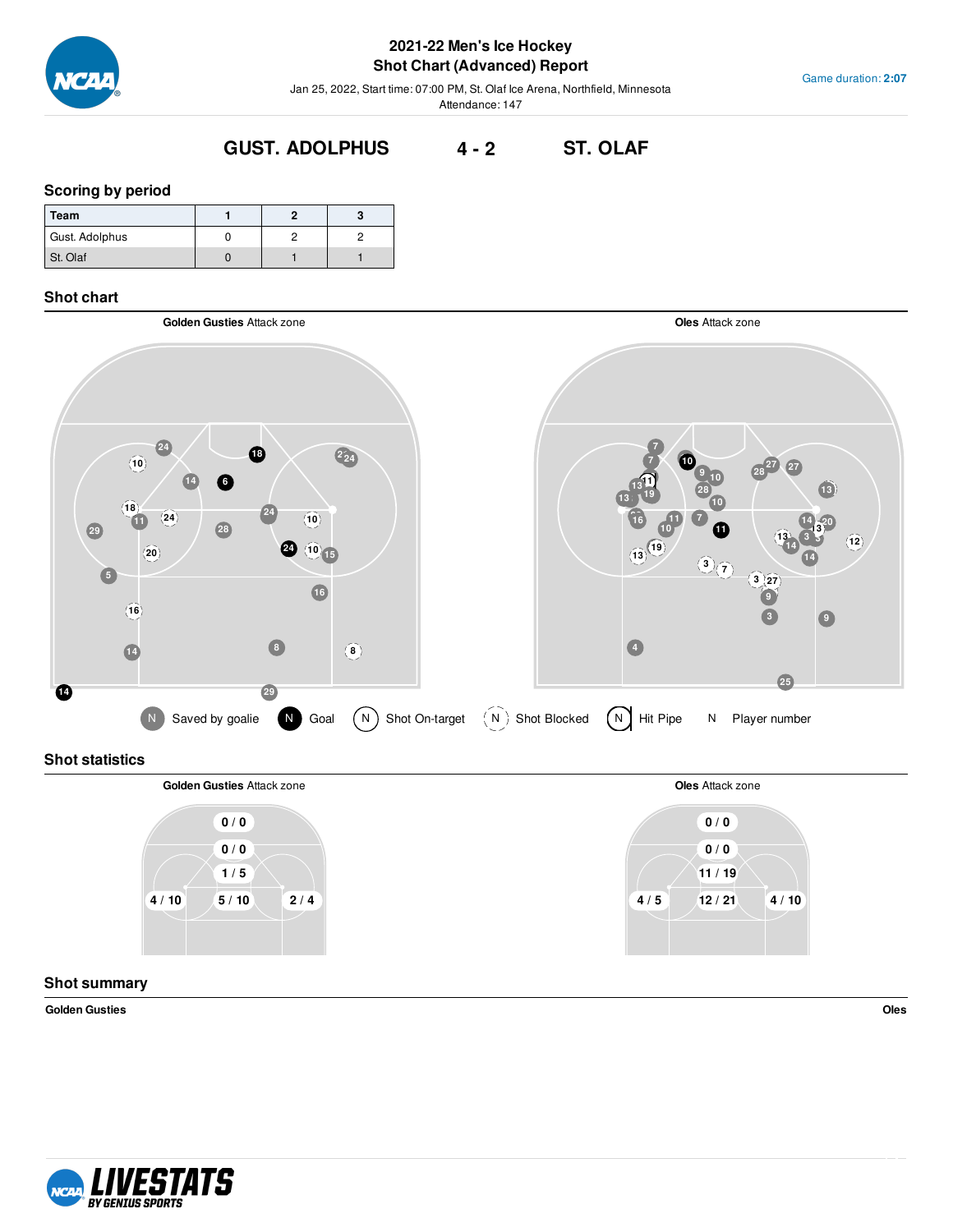# 2021-22 Men's Ice Hockey
## Shot Chart (Advanced) Report

Jan 25, 2022, Start time: 07:00 PM, St. Olaf Ice Arena, Northfield, Minnesota
Attendance: 147

Game duration: **2:07**

## GUST. ADOLPHUS 4 - 2 ST. OLAF

### Scoring by period

| Team | 1 | 2 | 3 |
|---|---|---|---|
| Gust. Adolphus | 0 | 2 | 2 |
| St. Olaf | 0 | 1 | 1 |

### Shot chart

**Golden Gusties** Attack zone

**Oles** Attack zone

Saved by goalie | Goal | Shot On-target | Shot Blocked | Hit Pipe | Player number

### Shot statistics

**Golden Gusties** Attack zone

| | | |
|---|---|---|
| | 0 / 0 | |
| | 0 / 0 | |
| | 1 / 5 | |
| 4 / 10 | 5 / 10 | 2 / 4 |

**Oles** Attack zone

| | | |
|---|---|---|
| | 0 / 0 | |
| | 0 / 0 | |
| | 11 / 19 | |
| 4 / 5 | 12 / 21 | 4 / 10 |

### Shot summary

**Golden Gusties** | **Oles**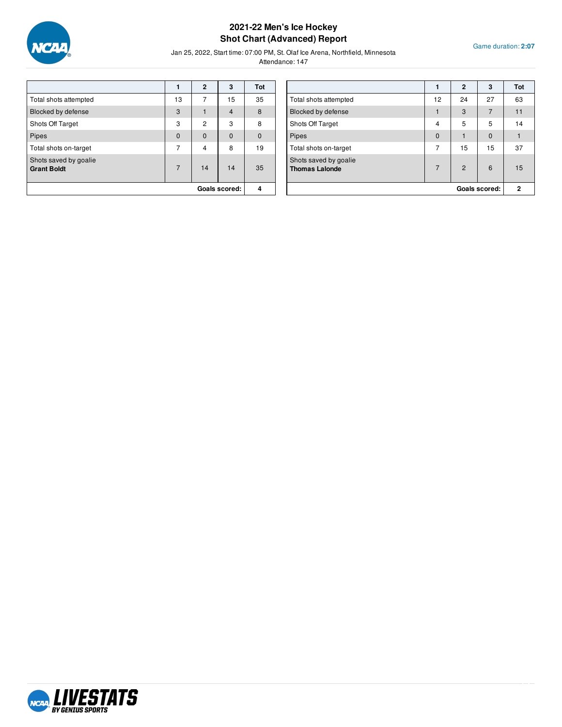# 2021-22 Men's Ice Hockey
## Shot Chart (Advanced) Report

Jan 25, 2022, Start time: 07:00 PM, St. Olaf Ice Arena, Northfield, Minnesota

Attendance: 147

Game duration: **2:07**

| | 1 | 2 | 3 | Tot |
|---|---|---|---|---|
| Total shots attempted | 13 | 7 | 15 | 35 |
| Blocked by defense | 3 | 1 | 4 | 8 |
| Shots Off Target | 3 | 2 | 3 | 8 |
| Pipes | 0 | 0 | 0 | 0 |
| Total shots on-target | 7 | 4 | 8 | 19 |
| Shots saved by goalie **Grant Boldt** | 7 | 14 | 14 | 35 |
| | | | **Goals scored:** | **4** |

| | 1 | 2 | 3 | Tot |
|---|---|---|---|---|
| Total shots attempted | 12 | 24 | 27 | 63 |
| Blocked by defense | 1 | 3 | 7 | 11 |
| Shots Off Target | 4 | 5 | 5 | 14 |
| Pipes | 0 | 1 | 0 | 1 |
| Total shots on-target | 7 | 15 | 15 | 37 |
| Shots saved by goalie **Thomas Lalonde** | 7 | 2 | 6 | 15 |
| | | | **Goals scored:** | **2** |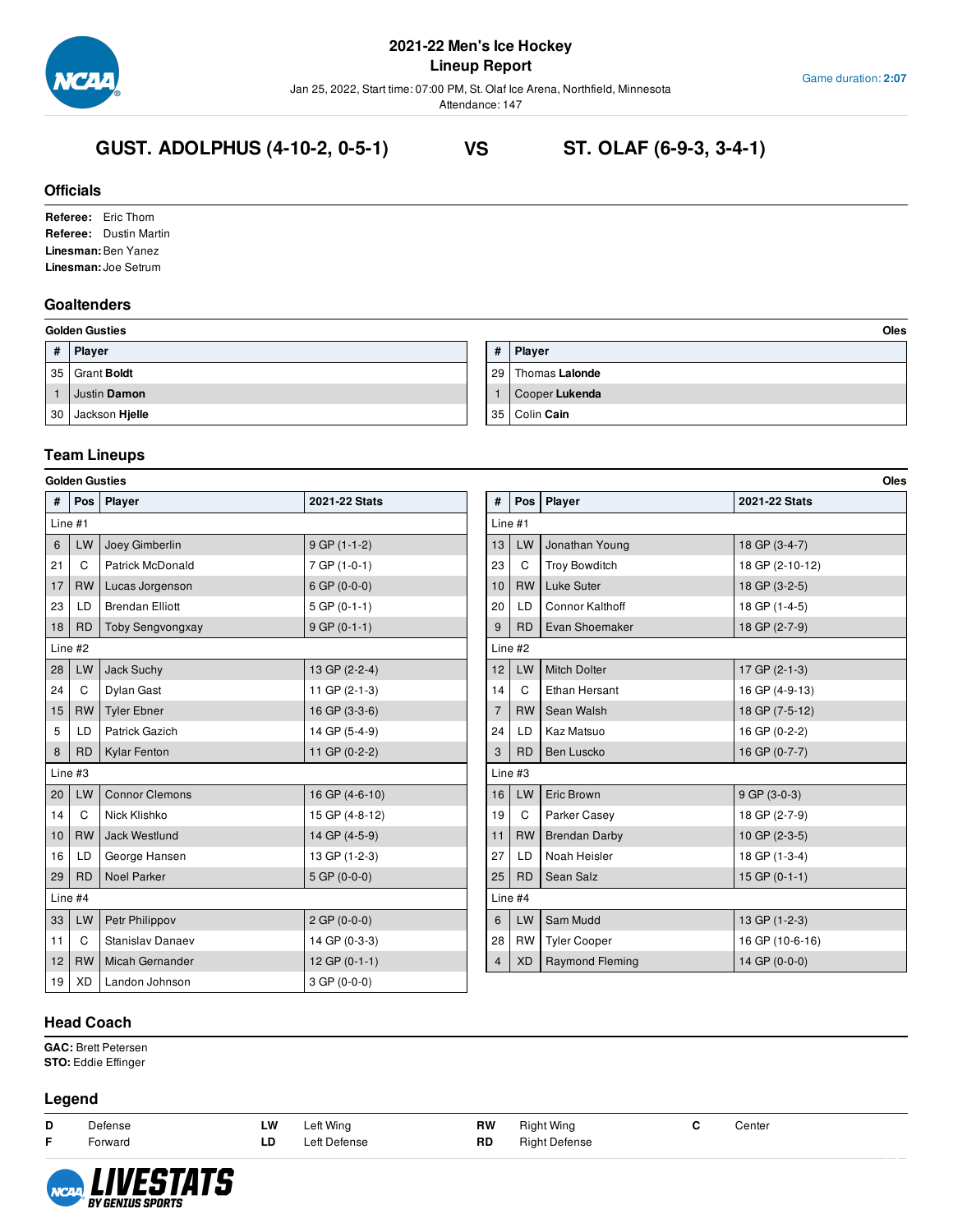# 2021-22 Men's Ice Hockey
## Lineup Report

Jan 25, 2022, Start time: 07:00 PM, St. Olaf Ice Arena, Northfield, Minnesota
Attendance: 147

Game duration: **2:07**

## GUST. ADOLPHUS (4-10-2, 0-5-1) VS ST. OLAF (6-9-3, 3-4-1)

## Officials

**Referee:** Eric Thom
**Referee:** Dustin Martin
**Linesman:** Ben Yanez
**Linesman:** Joe Setrum

## Goaltenders

**Golden Gusties**

| # | Player |
|---|---|
| 35 | Grant **Boldt** |
| 1 | Justin **Damon** |
| 30 | Jackson **Hjelle** |

**Oles**

| # | Player |
|---|---|
| 29 | Thomas **Lalonde** |
| 1 | Cooper **Lukenda** |
| 35 | Colin **Cain** |

## Team Lineups

**Golden Gusties**

| # | Pos | Player | 2021-22 Stats |
|---|---|---|---|
| Line #1 | | | |
| 6 | LW | Joey Gimberlin | 9 GP (1-1-2) |
| 21 | C | Patrick McDonald | 7 GP (1-0-1) |
| 17 | RW | Lucas Jorgenson | 6 GP (0-0-0) |
| 23 | LD | Brendan Elliott | 5 GP (0-1-1) |
| 18 | RD | Toby Sengvongxay | 9 GP (0-1-1) |
| Line #2 | | | |
| 28 | LW | Jack Suchy | 13 GP (2-2-4) |
| 24 | C | Dylan Gast | 11 GP (2-1-3) |
| 15 | RW | Tyler Ebner | 16 GP (3-3-6) |
| 5 | LD | Patrick Gazich | 14 GP (5-4-9) |
| 8 | RD | Kylar Fenton | 11 GP (0-2-2) |
| Line #3 | | | |
| 20 | LW | Connor Clemons | 16 GP (4-6-10) |
| 14 | C | Nick Klishko | 15 GP (4-8-12) |
| 10 | RW | Jack Westlund | 14 GP (4-5-9) |
| 16 | LD | George Hansen | 13 GP (1-2-3) |
| 29 | RD | Noel Parker | 5 GP (0-0-0) |
| Line #4 | | | |
| 33 | LW | Petr Philippov | 2 GP (0-0-0) |
| 11 | C | Stanislav Danaev | 14 GP (0-3-3) |
| 12 | RW | Micah Gernander | 12 GP (0-1-1) |
| 19 | XD | Landon Johnson | 3 GP (0-0-0) |

**Oles**

| # | Pos | Player | 2021-22 Stats |
|---|---|---|---|
| Line #1 | | | |
| 13 | LW | Jonathan Young | 18 GP (3-4-7) |
| 23 | C | Troy Bowditch | 18 GP (2-10-12) |
| 10 | RW | Luke Suter | 18 GP (3-2-5) |
| 20 | LD | Connor Kalthoff | 18 GP (1-4-5) |
| 9 | RD | Evan Shoemaker | 18 GP (2-7-9) |
| Line #2 | | | |
| 12 | LW | Mitch Dolter | 17 GP (2-1-3) |
| 14 | C | Ethan Hersant | 16 GP (4-9-13) |
| 7 | RW | Sean Walsh | 18 GP (7-5-12) |
| 24 | LD | Kaz Matsuo | 16 GP (0-2-2) |
| 3 | RD | Ben Luscko | 16 GP (0-7-7) |
| Line #3 | | | |
| 16 | LW | Eric Brown | 9 GP (3-0-3) |
| 19 | C | Parker Casey | 18 GP (2-7-9) |
| 11 | RW | Brendan Darby | 10 GP (2-3-5) |
| 27 | LD | Noah Heisler | 18 GP (1-3-4) |
| 25 | RD | Sean Salz | 15 GP (0-1-1) |
| Line #4 | | | |
| 6 | LW | Sam Mudd | 13 GP (1-2-3) |
| 28 | RW | Tyler Cooper | 16 GP (10-6-16) |
| 4 | XD | Raymond Fleming | 14 GP (0-0-0) |

## Head Coach

**GAC:** Brett Petersen
**STO:** Eddie Effinger

## Legend

| | | | | | | | |
|---|---|---|---|---|---|---|---|
| **D** | Defense | **LW** | Left Wing | **RW** | Right Wing | **C** | Center |
| **F** | Forward | **LD** | Left Defense | **RD** | Right Defense | | |